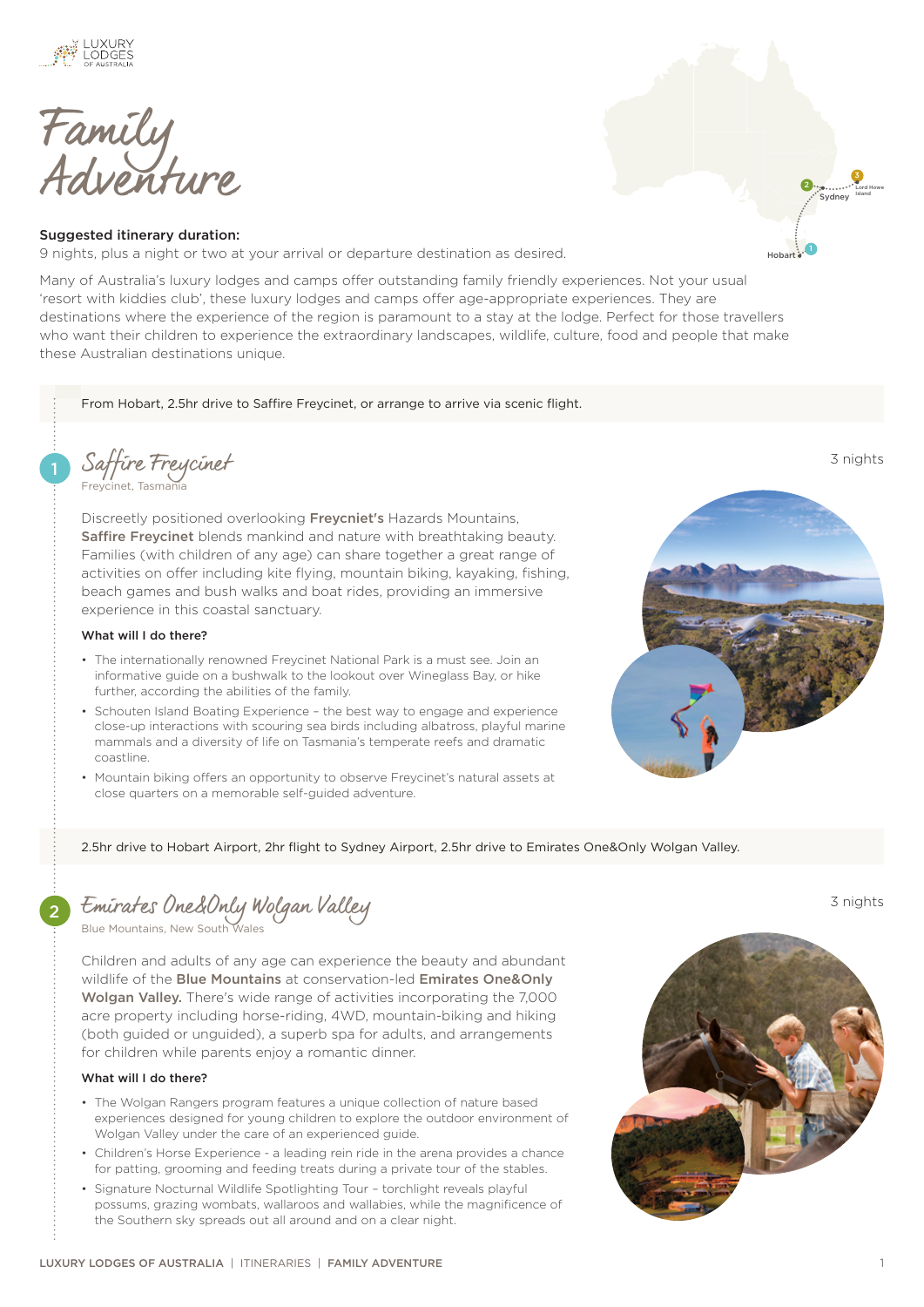# Family Adventure

**Suggested itinerary duration:**
9 nights, plus a night or two at your arrival or departure destination as desired.

Many of Australia's luxury lodges and camps offer outstanding family friendly experiences. Not your usual 'resort with kiddies club', these luxury lodges and camps offer age-appropriate experiences. They are destinations where the experience of the region is paramount to a stay at the lodge. Perfect for those travellers who want their children to experience the extraordinary landscapes, wildlife, culture, food and people that make these Australian destinations unique.

From Hobart, 2.5hr drive to Saffire Freycinet, or arrange to arrive via scenic flight.

## 1 Saffire Freycinet

Freycinet, Tasmania

3 nights

Discreetly positioned overlooking **Freycinet's** Hazards Mountains, **Saffire Freycinet** blends mankind and nature with breathtaking beauty. Families (with children of any age) can share together a great range of activities on offer including kite flying, mountain biking, kayaking, fishing, beach games and bush walks and boat rides, providing an immersive experience in this coastal sanctuary.

### What will I do there?

- The internationally renowned Freycinet National Park is a must see. Join an informative guide on a bushwalk to the lookout over Wineglass Bay, or hike further, according the abilities of the family.
- Schouten Island Boating Experience – the best way to engage and experience close-up interactions with scouring sea birds including albatross, playful marine mammals and a diversity of life on Tasmania's temperate reefs and dramatic coastline.
- Mountain biking offers an opportunity to observe Freycinet's natural assets at close quarters on a memorable self-guided adventure.

2.5hr drive to Hobart Airport, 2hr flight to Sydney Airport, 2.5hr drive to Emirates One&Only Wolgan Valley.

## 2 Emirates One&Only Wolgan Valley

Blue Mountains, New South Wales

3 nights

Children and adults of any age can experience the beauty and abundant wildlife of the **Blue Mountains** at conservation-led **Emirates One&Only Wolgan Valley.** There's wide range of activities incorporating the 7,000 acre property including horse-riding, 4WD, mountain-biking and hiking (both guided or unguided), a superb spa for adults, and arrangements for children while parents enjoy a romantic dinner.

### What will I do there?

- The Wolgan Rangers program features a unique collection of nature based experiences designed for young children to explore the outdoor environment of Wolgan Valley under the care of an experienced guide.
- Children's Horse Experience - a leading rein ride in the arena provides a chance for patting, grooming and feeding treats during a private tour of the stables.
- Signature Nocturnal Wildlife Spotlighting Tour – torchlight reveals playful possums, grazing wombats, wallaroos and wallabies, while the magnificence of the Southern sky spreads out all around and on a clear night.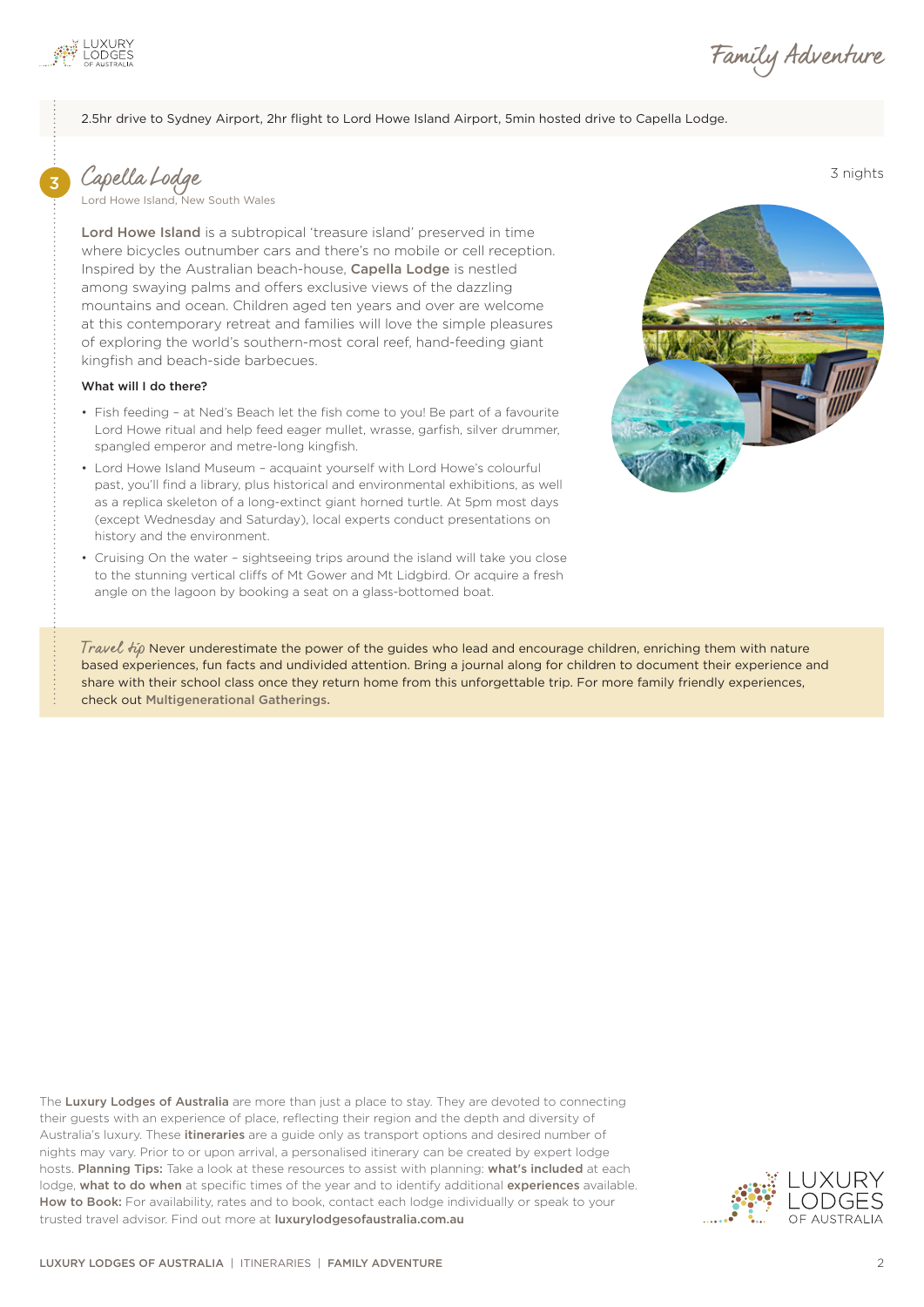2.5hr drive to Sydney Airport, 2hr flight to Lord Howe Island Airport, 5min hosted drive to Capella Lodge.

## 3 Capella Lodge

Lord Howe Island, New South Wales

3 nights

**Lord Howe Island** is a subtropical 'treasure island' preserved in time where bicycles outnumber cars and there's no mobile or cell reception. Inspired by the Australian beach-house, **Capella Lodge** is nestled among swaying palms and offers exclusive views of the dazzling mountains and ocean. Children aged ten years and over are welcome at this contemporary retreat and families will love the simple pleasures of exploring the world's southern-most coral reef, hand-feeding giant kingfish and beach-side barbecues.

**What will I do there?**

- Fish feeding – at Ned's Beach let the fish come to you! Be part of a favourite Lord Howe ritual and help feed eager mullet, wrasse, garfish, silver drummer, spangled emperor and metre-long kingfish.
- Lord Howe Island Museum – acquaint yourself with Lord Howe's colourful past, you'll find a library, plus historical and environmental exhibitions, as well as a replica skeleton of a long-extinct giant horned turtle. At 5pm most days (except Wednesday and Saturday), local experts conduct presentations on history and the environment.
- Cruising On the water – sightseeing trips around the island will take you close to the stunning vertical cliffs of Mt Gower and Mt Lidgbird. Or acquire a fresh angle on the lagoon by booking a seat on a glass-bottomed boat.

*Travel tip* Never underestimate the power of the guides who lead and encourage children, enriching them with nature based experiences, fun facts and undivided attention. Bring a journal along for children to document their experience and share with their school class once they return home from this unforgettable trip. For more family friendly experiences, check out **Multigenerational Gatherings**.

The **Luxury Lodges of Australia** are more than just a place to stay. They are devoted to connecting their guests with an experience of place, reflecting their region and the depth and diversity of Australia's luxury. These **itineraries** are a guide only as transport options and desired number of nights may vary. Prior to or upon arrival, a personalised itinerary can be created by expert lodge hosts. **Planning Tips:** Take a look at these resources to assist with planning: **what's included** at each lodge, **what to do when** at specific times of the year and to identify additional **experiences** available. **How to Book:** For availability, rates and to book, contact each lodge individually or speak to your trusted travel advisor. Find out more at **luxurylodgesofaustralia.com.au**